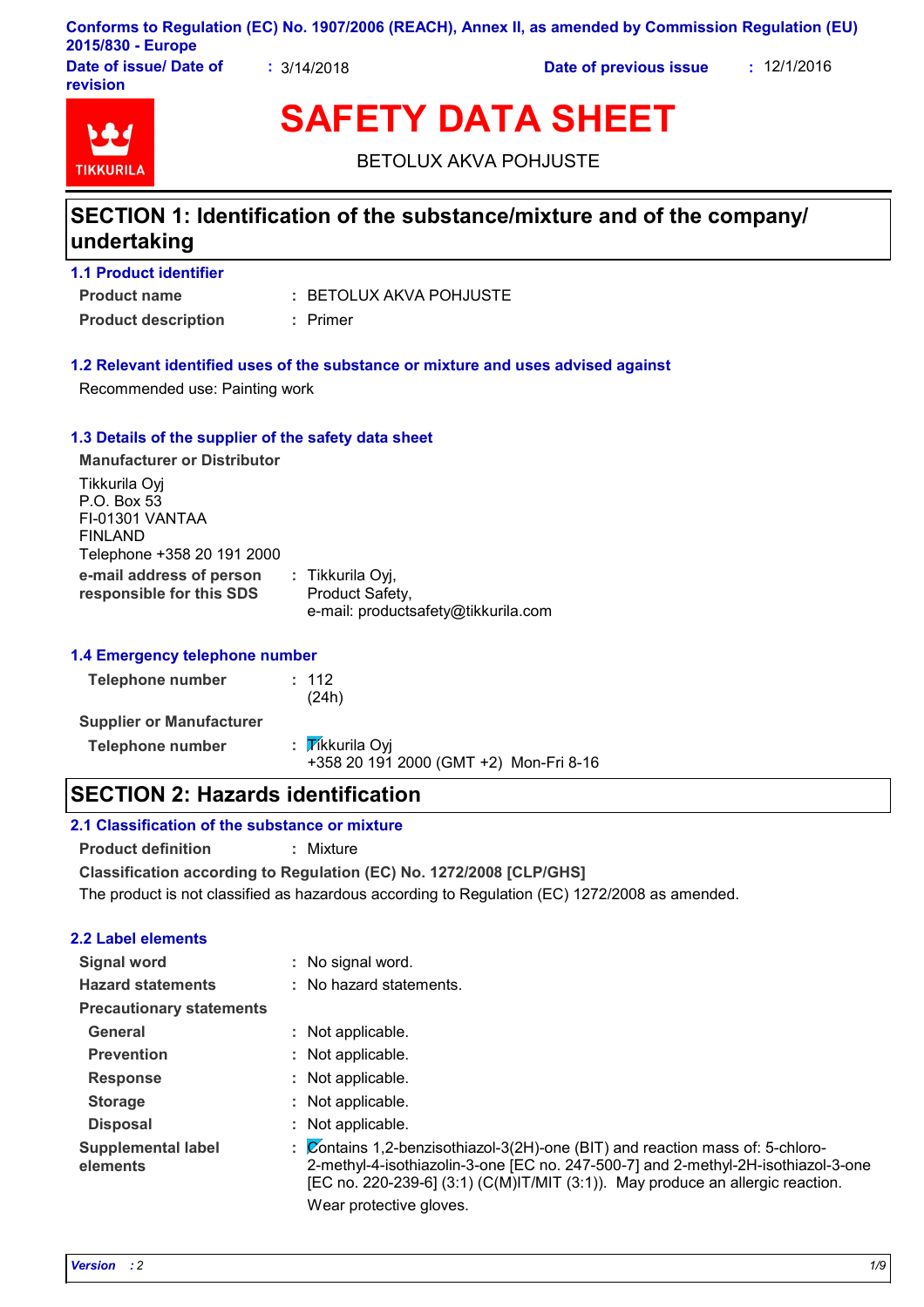Conforms to Regulation (EC) No. 1907/2006 (REACH), Annex II, as amended by Commission Regulation (EU) 2015/830 - Europe

**Date of issue/ Date of revision** : 3/14/2018 **Date of previous issue** : 12/1/2016

# SAFETY DATA SHEET

BETOLUX AKVA POHJUSTE

## SECTION 1: Identification of the substance/mixture and of the company/ undertaking

### 1.1 Product identifier

**Product name** : BETOLUX AKVA POHJUSTE

**Product description** : Primer

### 1.2 Relevant identified uses of the substance or mixture and uses advised against

Recommended use: Painting work

### 1.3 Details of the supplier of the safety data sheet

**Manufacturer or Distributor**

Tikkurila Oyj
P.O. Box 53
FI-01301 VANTAA
FINLAND
Telephone +358 20 191 2000

**e-mail address of person responsible for this SDS** : Tikkurila Oyj,
Product Safety,
e-mail: productsafety@tikkurila.com

### 1.4 Emergency telephone number

**Telephone number** : 112
(24h)

**Supplier or Manufacturer**

**Telephone number** : Tikkurila Oyj
+358 20 191 2000 (GMT +2) Mon-Fri 8-16

## SECTION 2: Hazards identification

### 2.1 Classification of the substance or mixture

**Product definition** : Mixture

**Classification according to Regulation (EC) No. 1272/2008 [CLP/GHS]**

The product is not classified as hazardous according to Regulation (EC) 1272/2008 as amended.

### 2.2 Label elements

**Signal word** : No signal word.

**Hazard statements** : No hazard statements.

**Precautionary statements**

**General** : Not applicable.

**Prevention** : Not applicable.

**Response** : Not applicable.

**Storage** : Not applicable.

**Disposal** : Not applicable.

**Supplemental label elements** : Contains 1,2-benzisothiazol-3(2H)-one (BIT) and reaction mass of: 5-chloro-2-methyl-4-isothiazolin-3-one [EC no. 247-500-7] and 2-methyl-2H-isothiazol-3-one [EC no. 220-239-6] (3:1) (C(M)IT/MIT (3:1)). May produce an allergic reaction.
Wear protective gloves.

*Version : 2*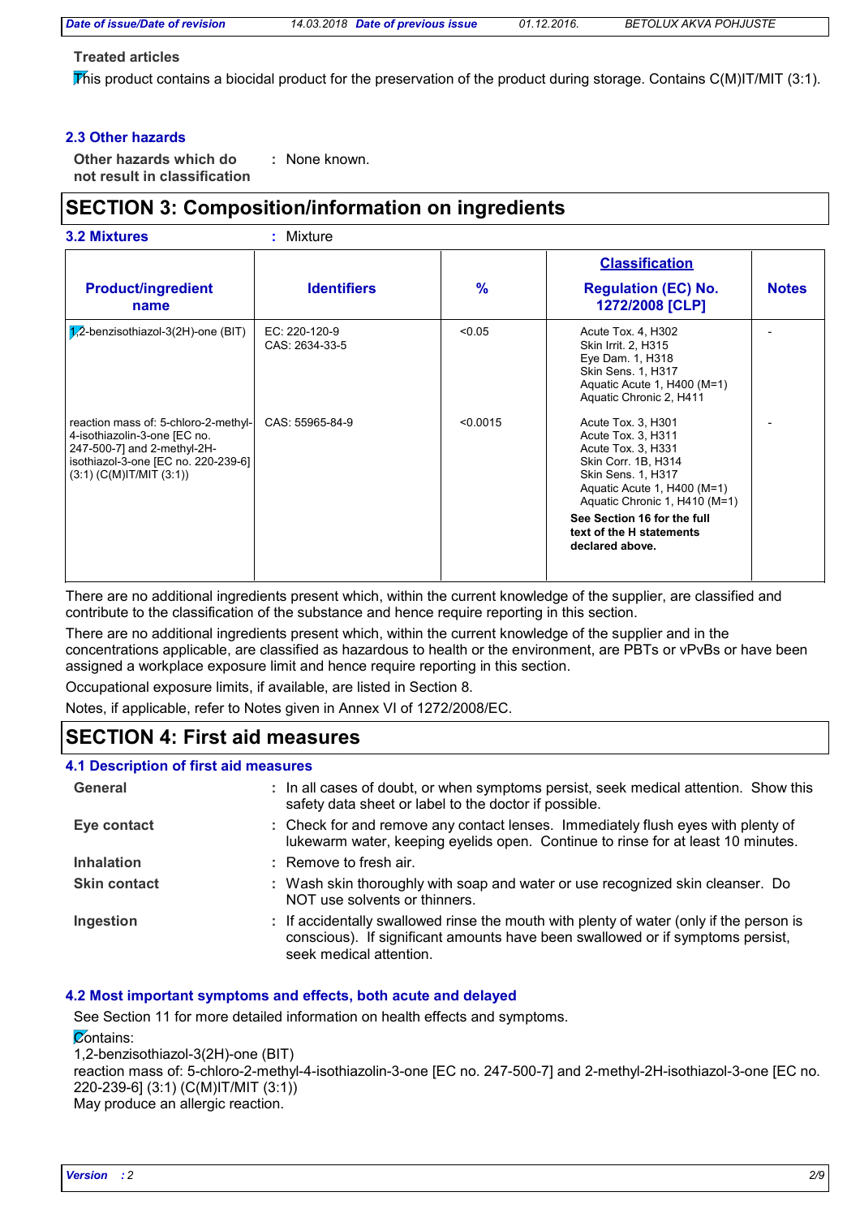**Treated articles**

This product contains a biocidal product for the preservation of the product during storage. Contains C(M)IT/MIT (3:1).

### 2.3 Other hazards

**Other hazards which do not result in classification** : None known.

## SECTION 3: Composition/information on ingredients

**3.2 Mixtures** : Mixture

| Product/ingredient name | Identifiers | % | Classification Regulation (EC) No. 1272/2008 [CLP] | Notes |
|---|---|---|---|---|
| 1,2-benzisothiazol-3(2H)-one (BIT) | EC: 220-120-9<br>CAS: 2634-33-5 | <0.05 | Acute Tox. 4, H302<br>Skin Irrit. 2, H315<br>Eye Dam. 1, H318<br>Skin Sens. 1, H317<br>Aquatic Acute 1, H400 (M=1)<br>Aquatic Chronic 2, H411 | - |
| reaction mass of: 5-chloro-2-methyl-4-isothiazolin-3-one [EC no. 247-500-7] and 2-methyl-2H-isothiazol-3-one [EC no. 220-239-6] (3:1) (C(M)IT/MIT (3:1)) | CAS: 55965-84-9 | <0.0015 | Acute Tox. 3, H301<br>Acute Tox. 3, H311<br>Acute Tox. 3, H331<br>Skin Corr. 1B, H314<br>Skin Sens. 1, H317<br>Aquatic Acute 1, H400 (M=1)<br>Aquatic Chronic 1, H410 (M=1)<br>**See Section 16 for the full text of the H statements declared above.** | - |

There are no additional ingredients present which, within the current knowledge of the supplier, are classified and contribute to the classification of the substance and hence require reporting in this section.

There are no additional ingredients present which, within the current knowledge of the supplier and in the concentrations applicable, are classified as hazardous to health or the environment, are PBTs or vPvBs or have been assigned a workplace exposure limit and hence require reporting in this section.

Occupational exposure limits, if available, are listed in Section 8.

Notes, if applicable, refer to Notes given in Annex VI of 1272/2008/EC.

## SECTION 4: First aid measures

### 4.1 Description of first aid measures

**General** : In all cases of doubt, or when symptoms persist, seek medical attention. Show this safety data sheet or label to the doctor if possible.

**Eye contact** : Check for and remove any contact lenses. Immediately flush eyes with plenty of lukewarm water, keeping eyelids open. Continue to rinse for at least 10 minutes.

**Inhalation** : Remove to fresh air.

**Skin contact** : Wash skin thoroughly with soap and water or use recognized skin cleanser. Do NOT use solvents or thinners.

**Ingestion** : If accidentally swallowed rinse the mouth with plenty of water (only if the person is conscious). If significant amounts have been swallowed or if symptoms persist, seek medical attention.

### 4.2 Most important symptoms and effects, both acute and delayed

See Section 11 for more detailed information on health effects and symptoms.

Contains:
1,2-benzisothiazol-3(2H)-one (BIT)
reaction mass of: 5-chloro-2-methyl-4-isothiazolin-3-one [EC no. 247-500-7] and 2-methyl-2H-isothiazol-3-one [EC no. 220-239-6] (3:1) (C(M)IT/MIT (3:1))
May produce an allergic reaction.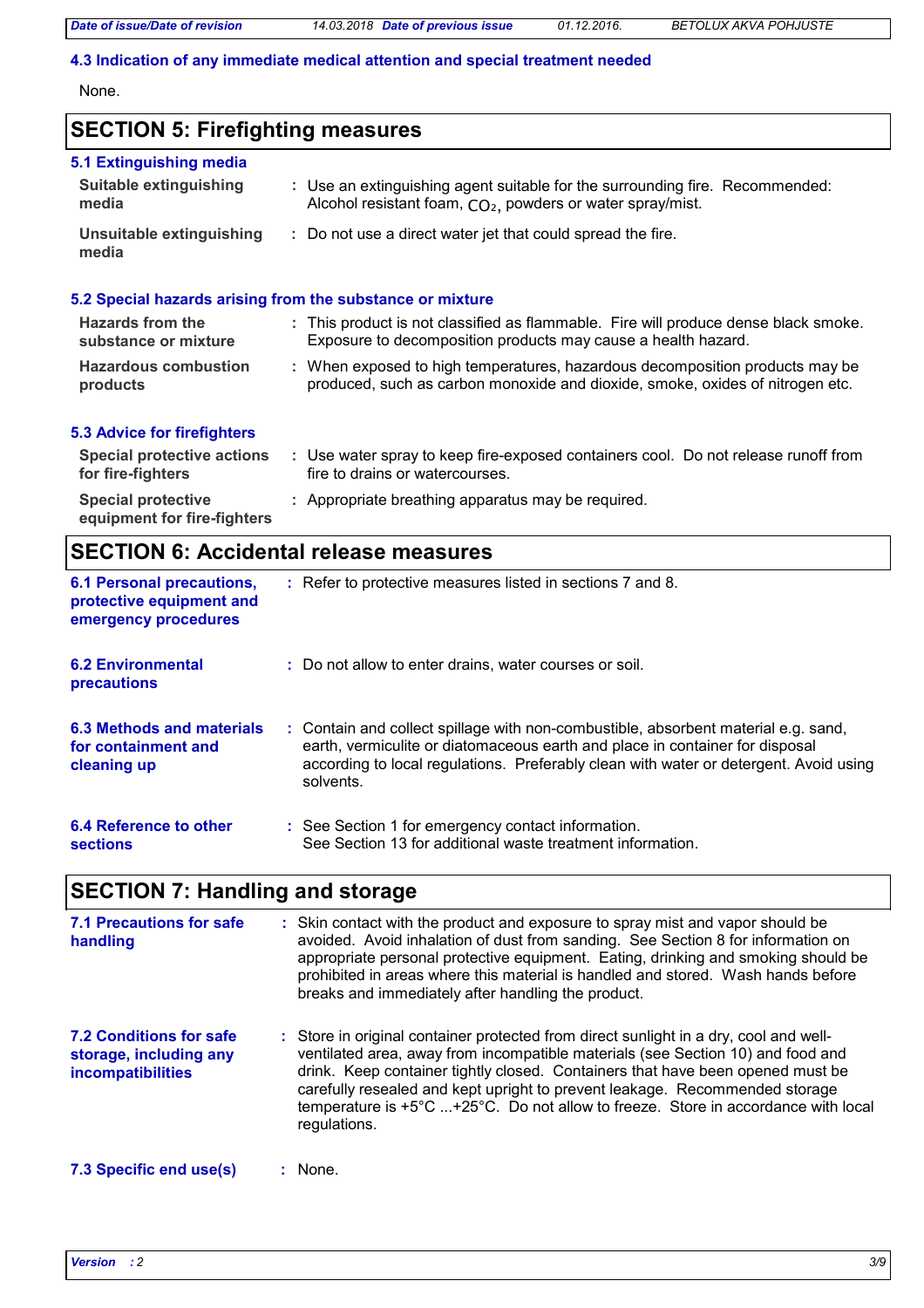### 4.3 Indication of any immediate medical attention and special treatment needed

None.

## SECTION 5: Firefighting measures

### 5.1 Extinguishing media

**Suitable extinguishing media** : Use an extinguishing agent suitable for the surrounding fire. Recommended: Alcohol resistant foam, $CO_2$, powders or water spray/mist.

**Unsuitable extinguishing media** : Do not use a direct water jet that could spread the fire.

### 5.2 Special hazards arising from the substance or mixture

**Hazards from the substance or mixture** : This product is not classified as flammable. Fire will produce dense black smoke. Exposure to decomposition products may cause a health hazard.

**Hazardous combustion products** : When exposed to high temperatures, hazardous decomposition products may be produced, such as carbon monoxide and dioxide, smoke, oxides of nitrogen etc.

### 5.3 Advice for firefighters

**Special protective actions for fire-fighters** : Use water spray to keep fire-exposed containers cool. Do not release runoff from fire to drains or watercourses.

**Special protective equipment for fire-fighters** : Appropriate breathing apparatus may be required.

## SECTION 6: Accidental release measures

**6.1 Personal precautions, protective equipment and emergency procedures** : Refer to protective measures listed in sections 7 and 8.

**6.2 Environmental precautions** : Do not allow to enter drains, water courses or soil.

**6.3 Methods and materials for containment and cleaning up** : Contain and collect spillage with non-combustible, absorbent material e.g. sand, earth, vermiculite or diatomaceous earth and place in container for disposal according to local regulations. Preferably clean with water or detergent. Avoid using solvents.

**6.4 Reference to other sections** : See Section 1 for emergency contact information.
See Section 13 for additional waste treatment information.

## SECTION 7: Handling and storage

**7.1 Precautions for safe handling** : Skin contact with the product and exposure to spray mist and vapor should be avoided. Avoid inhalation of dust from sanding. See Section 8 for information on appropriate personal protective equipment. Eating, drinking and smoking should be prohibited in areas where this material is handled and stored. Wash hands before breaks and immediately after handling the product.

**7.2 Conditions for safe storage, including any incompatibilities** : Store in original container protected from direct sunlight in a dry, cool and well-ventilated area, away from incompatible materials (see Section 10) and food and drink. Keep container tightly closed. Containers that have been opened must be carefully resealed and kept upright to prevent leakage. Recommended storage temperature is +5°C ...+25°C. Do not allow to freeze. Store in accordance with local regulations.

**7.3 Specific end use(s)** : None.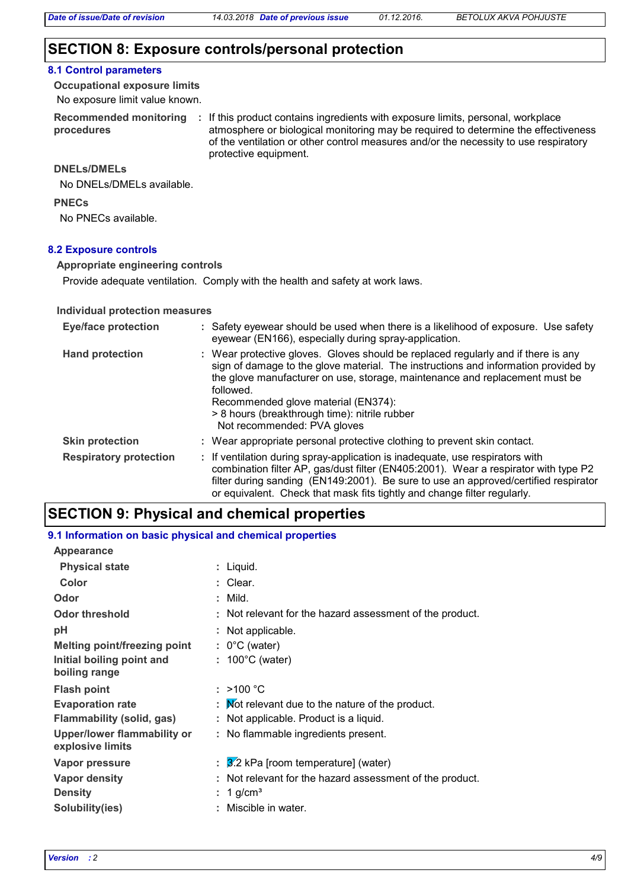## SECTION 8: Exposure controls/personal protection

### 8.1 Control parameters

**Occupational exposure limits**

No exposure limit value known.

| | |
|---|---|
| **Recommended monitoring procedures** | : If this product contains ingredients with exposure limits, personal, workplace atmosphere or biological monitoring may be required to determine the effectiveness of the ventilation or other control measures and/or the necessity to use respiratory protective equipment. |

**DNELs/DMELs**

No DNELs/DMELs available.

**PNECs**

No PNECs available.

### 8.2 Exposure controls

**Appropriate engineering controls**

Provide adequate ventilation. Comply with the health and safety at work laws.

**Individual protection measures**

| | |
|---|---|
| **Eye/face protection** | : Safety eyewear should be used when there is a likelihood of exposure. Use safety eyewear (EN166), especially during spray-application. |
| **Hand protection** | : Wear protective gloves. Gloves should be replaced regularly and if there is any sign of damage to the glove material. The instructions and information provided by the glove manufacturer on use, storage, maintenance and replacement must be followed.<br>Recommended glove material (EN374):<br>> 8 hours (breakthrough time): nitrile rubber<br>Not recommended: PVA gloves |
| **Skin protection** | : Wear appropriate personal protective clothing to prevent skin contact. |
| **Respiratory protection** | : If ventilation during spray-application is inadequate, use respirators with combination filter AP, gas/dust filter (EN405:2001). Wear a respirator with type P2 filter during sanding (EN149:2001). Be sure to use an approved/certified respirator or equivalent. Check that mask fits tightly and change filter regularly. |

## SECTION 9: Physical and chemical properties

### 9.1 Information on basic physical and chemical properties

**Appearance**

| | |
|---|---|
| **Physical state** | : Liquid. |
| **Color** | : Clear. |
| **Odor** | : Mild. |
| **Odor threshold** | : Not relevant for the hazard assessment of the product. |
| **pH** | : Not applicable. |
| **Melting point/freezing point** | : 0°C (water) |
| **Initial boiling point and boiling range** | : 100°C (water) |
| **Flash point** | : >100 °C |
| **Evaporation rate** | : Not relevant due to the nature of the product. |
| **Flammability (solid, gas)** | : Not applicable. Product is a liquid. |
| **Upper/lower flammability or explosive limits** | : No flammable ingredients present. |
| **Vapor pressure** | : 3.2 kPa [room temperature] (water) |
| **Vapor density** | : Not relevant for the hazard assessment of the product. |
| **Density** | : 1 g/cm³ |
| **Solubility(ies)** | : Miscible in water. |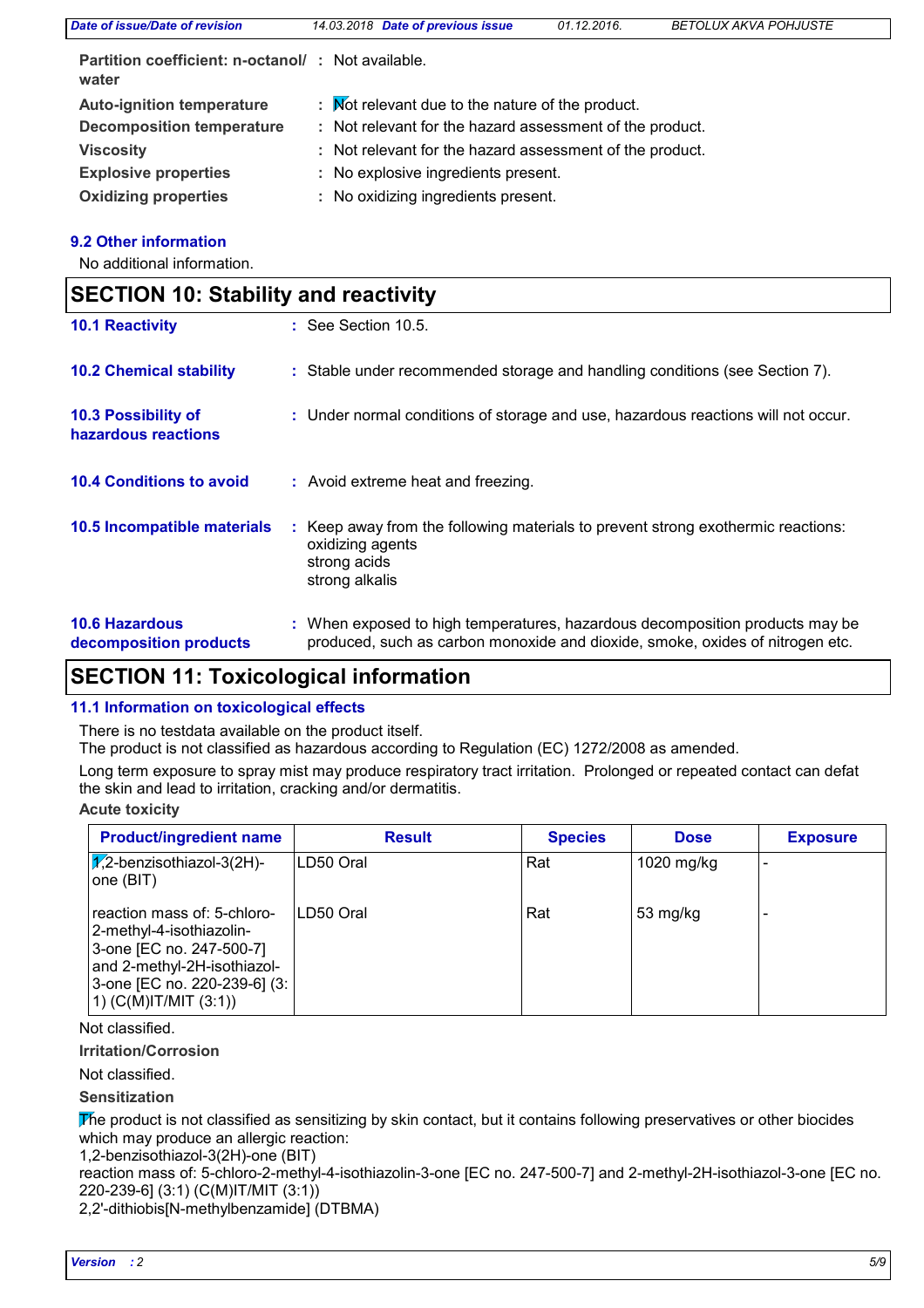**Partition coefficient: n-octanol/ water** : Not available.

**Auto-ignition temperature** : Not relevant due to the nature of the product.

**Decomposition temperature** : Not relevant for the hazard assessment of the product.

**Viscosity** : Not relevant for the hazard assessment of the product.

**Explosive properties** : No explosive ingredients present.

**Oxidizing properties** : No oxidizing ingredients present.

### 9.2 Other information

No additional information.

## SECTION 10: Stability and reactivity

**10.1 Reactivity** : See Section 10.5.

**10.2 Chemical stability** : Stable under recommended storage and handling conditions (see Section 7).

**10.3 Possibility of hazardous reactions** : Under normal conditions of storage and use, hazardous reactions will not occur.

**10.4 Conditions to avoid** : Avoid extreme heat and freezing.

**10.5 Incompatible materials** : Keep away from the following materials to prevent strong exothermic reactions:
oxidizing agents
strong acids
strong alkalis

**10.6 Hazardous decomposition products** : When exposed to high temperatures, hazardous decomposition products may be produced, such as carbon monoxide and dioxide, smoke, oxides of nitrogen etc.

## SECTION 11: Toxicological information

### 11.1 Information on toxicological effects

There is no testdata available on the product itself.
The product is not classified as hazardous according to Regulation (EC) 1272/2008 as amended.

Long term exposure to spray mist may produce respiratory tract irritation. Prolonged or repeated contact can defat the skin and lead to irritation, cracking and/or dermatitis.

**Acute toxicity**

| Product/ingredient name | Result | Species | Dose | Exposure |
|---|---|---|---|---|
| 1,2-benzisothiazol-3(2H)-one (BIT) | LD50 Oral | Rat | 1020 mg/kg | - |
| reaction mass of: 5-chloro-2-methyl-4-isothiazolin-3-one [EC no. 247-500-7] and 2-methyl-2H-isothiazol-3-one [EC no. 220-239-6] (3:1) (C(M)IT/MIT (3:1)) | LD50 Oral | Rat | 53 mg/kg | - |

Not classified.

**Irritation/Corrosion**

Not classified.

**Sensitization**

The product is not classified as sensitizing by skin contact, but it contains following preservatives or other biocides which may produce an allergic reaction:
1,2-benzisothiazol-3(2H)-one (BIT)
reaction mass of: 5-chloro-2-methyl-4-isothiazolin-3-one [EC no. 247-500-7] and 2-methyl-2H-isothiazol-3-one [EC no. 220-239-6] (3:1) (C(M)IT/MIT (3:1))
2,2'-dithiobis[N-methylbenzamide] (DTBMA)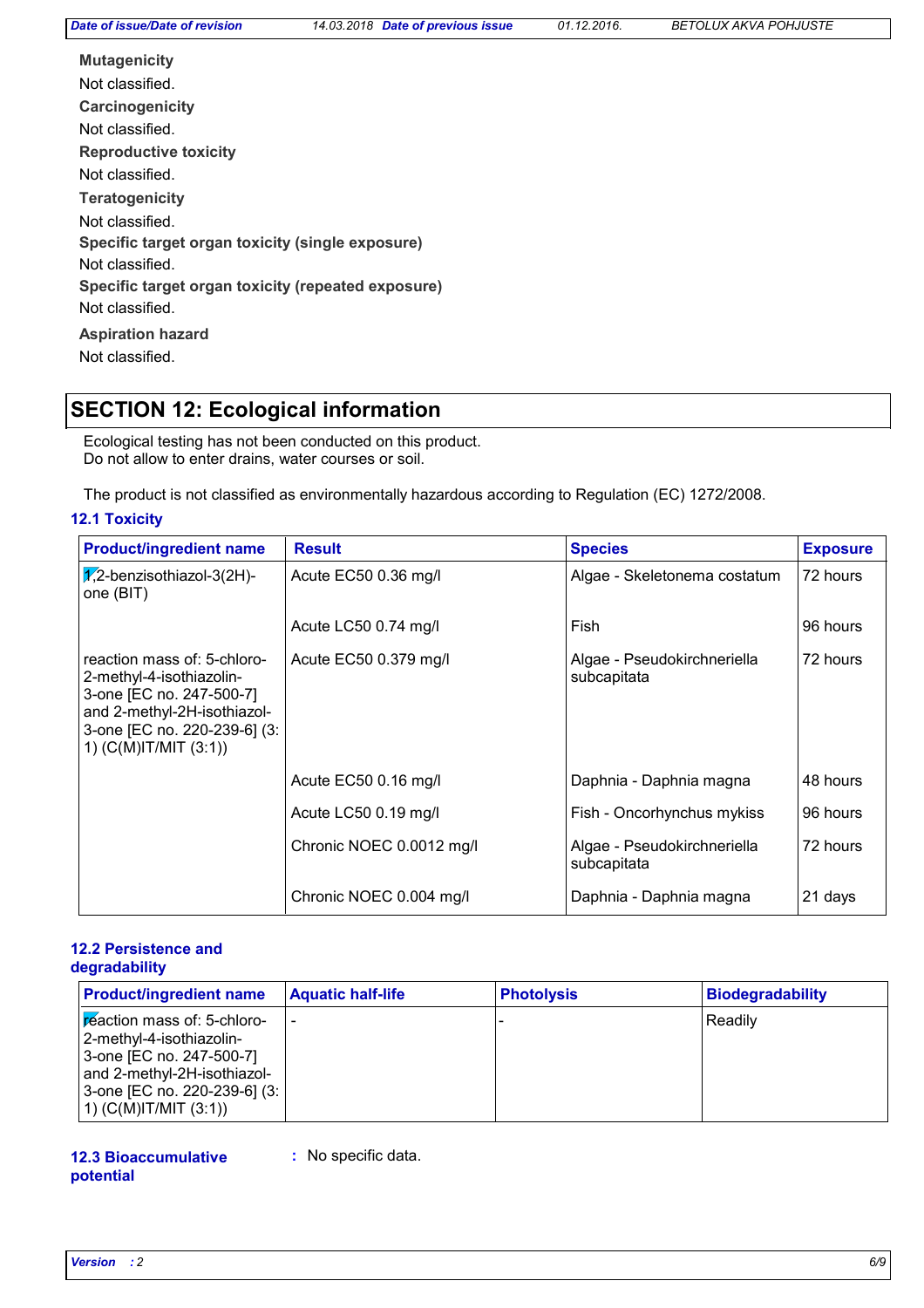**Mutagenicity**

Not classified.

**Carcinogenicity**

Not classified.

**Reproductive toxicity**

Not classified.

**Teratogenicity**

Not classified.

**Specific target organ toxicity (single exposure)**

Not classified.

**Specific target organ toxicity (repeated exposure)**

Not classified.

**Aspiration hazard**

Not classified.

## SECTION 12: Ecological information

Ecological testing has not been conducted on this product.
Do not allow to enter drains, water courses or soil.

The product is not classified as environmentally hazardous according to Regulation (EC) 1272/2008.

### 12.1 Toxicity

| Product/ingredient name | Result | Species | Exposure |
|---|---|---|---|
| 1,2-benzisothiazol-3(2H)-one (BIT) | Acute EC50 0.36 mg/l | Algae - Skeletonema costatum | 72 hours |
| | Acute LC50 0.74 mg/l | Fish | 96 hours |
| reaction mass of: 5-chloro-2-methyl-4-isothiazolin-3-one [EC no. 247-500-7] and 2-methyl-2H-isothiazol-3-one [EC no. 220-239-6] (3:1) (C(M)IT/MIT (3:1)) | Acute EC50 0.379 mg/l | Algae - Pseudokirchneriella subcapitata | 72 hours |
| | Acute EC50 0.16 mg/l | Daphnia - Daphnia magna | 48 hours |
| | Acute LC50 0.19 mg/l | Fish - Oncorhynchus mykiss | 96 hours |
| | Chronic NOEC 0.0012 mg/l | Algae - Pseudokirchneriella subcapitata | 72 hours |
| | Chronic NOEC 0.004 mg/l | Daphnia - Daphnia magna | 21 days |

### 12.2 Persistence and degradability

| Product/ingredient name | Aquatic half-life | Photolysis | Biodegradability |
|---|---|---|---|
| reaction mass of: 5-chloro-2-methyl-4-isothiazolin-3-one [EC no. 247-500-7] and 2-methyl-2H-isothiazol-3-one [EC no. 220-239-6] (3:1) (C(M)IT/MIT (3:1)) | - | - | Readily |

### 12.3 Bioaccumulative potential

: No specific data.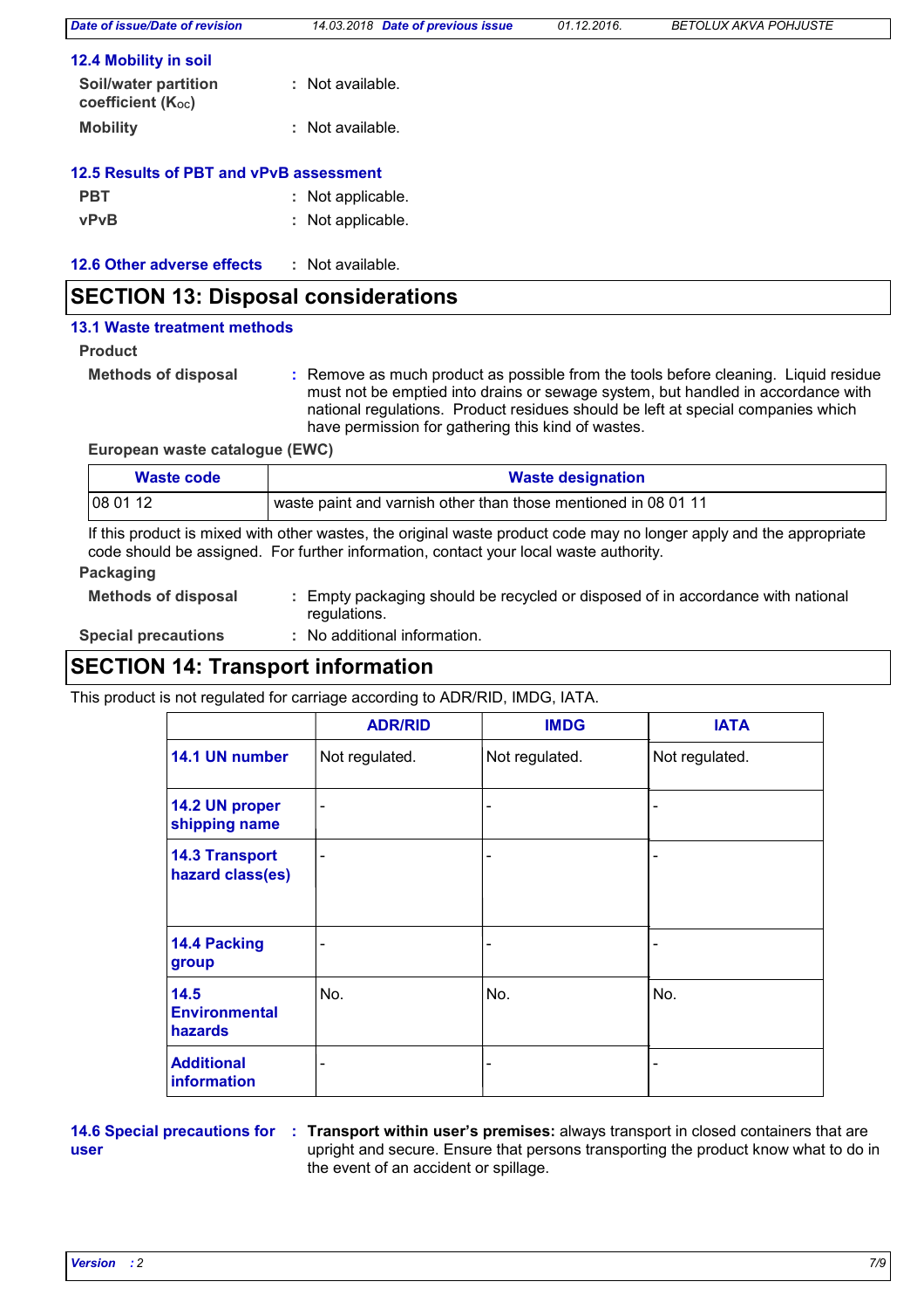### 12.4 Mobility in soil

**Soil/water partition coefficient ($K_{OC}$)** : Not available.

**Mobility** : Not available.

### 12.5 Results of PBT and vPvB assessment

**PBT** : Not applicable.

**vPvB** : Not applicable.

### 12.6 Other adverse effects : Not available.

## SECTION 13: Disposal considerations

### 13.1 Waste treatment methods

**Product**

**Methods of disposal** : Remove as much product as possible from the tools before cleaning. Liquid residue must not be emptied into drains or sewage system, but handled in accordance with national regulations. Product residues should be left at special companies which have permission for gathering this kind of wastes.

**European waste catalogue (EWC)**

| Waste code | Waste designation |
|---|---|
| 08 01 12 | waste paint and varnish other than those mentioned in 08 01 11 |

If this product is mixed with other wastes, the original waste product code may no longer apply and the appropriate code should be assigned. For further information, contact your local waste authority.

**Packaging**

**Methods of disposal** : Empty packaging should be recycled or disposed of in accordance with national regulations.

**Special precautions** : No additional information.

## SECTION 14: Transport information

This product is not regulated for carriage according to ADR/RID, IMDG, IATA.

| | ADR/RID | IMDG | IATA |
|---|---|---|---|
| **14.1 UN number** | Not regulated. | Not regulated. | Not regulated. |
| **14.2 UN proper shipping name** | - | - | - |
| **14.3 Transport hazard class(es)** | - | - | - |
| **14.4 Packing group** | - | - | - |
| **14.5 Environmental hazards** | No. | No. | No. |
| **Additional information** | - | - | - |

**14.6 Special precautions for user** : **Transport within user's premises:** always transport in closed containers that are upright and secure. Ensure that persons transporting the product know what to do in the event of an accident or spillage.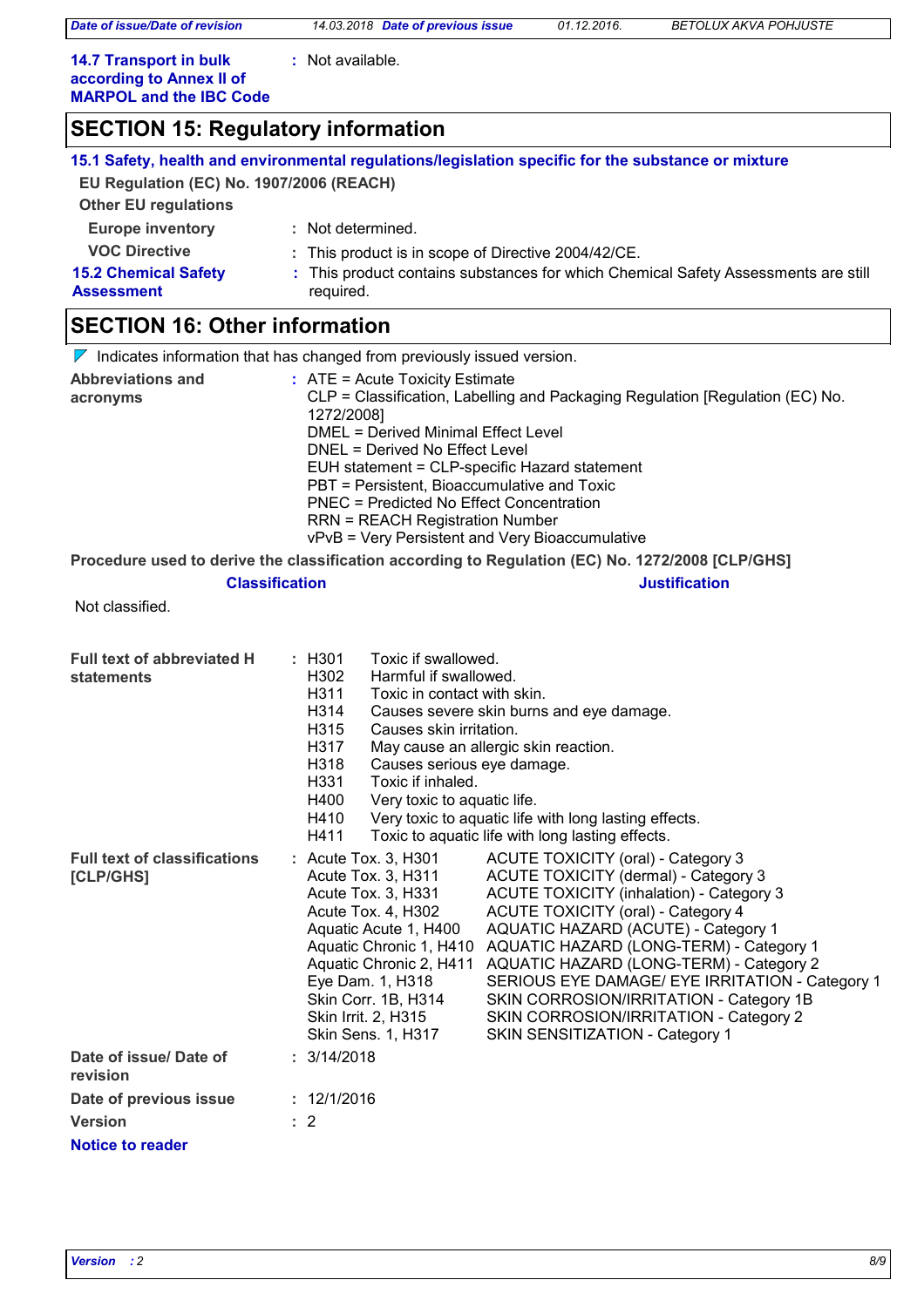**14.7 Transport in bulk according to Annex II of MARPOL and the IBC Code** : Not available.

## SECTION 15: Regulatory information

**15.1 Safety, health and environmental regulations/legislation specific for the substance or mixture**

**EU Regulation (EC) No. 1907/2006 (REACH)**

**Other EU regulations**

**Europe inventory** : Not determined.

**VOC Directive** : This product is in scope of Directive 2004/42/CE.

**15.2 Chemical Safety Assessment** : This product contains substances for which Chemical Safety Assessments are still required.

## SECTION 16: Other information

Indicates information that has changed from previously issued version.

**Abbreviations and acronyms** :
ATE = Acute Toxicity Estimate
CLP = Classification, Labelling and Packaging Regulation [Regulation (EC) No. 1272/2008]
DMEL = Derived Minimal Effect Level
DNEL = Derived No Effect Level
EUH statement = CLP-specific Hazard statement
PBT = Persistent, Bioaccumulative and Toxic
PNEC = Predicted No Effect Concentration
RRN = REACH Registration Number
vPvB = Very Persistent and Very Bioaccumulative

**Procedure used to derive the classification according to Regulation (EC) No. 1272/2008 [CLP/GHS]**

| Classification | Justification |
|---|---|
| Not classified. | |

**Full text of abbreviated H statements** :

| | |
|---|---|
| H301 | Toxic if swallowed. |
| H302 | Harmful if swallowed. |
| H311 | Toxic in contact with skin. |
| H314 | Causes severe skin burns and eye damage. |
| H315 | Causes skin irritation. |
| H317 | May cause an allergic skin reaction. |
| H318 | Causes serious eye damage. |
| H331 | Toxic if inhaled. |
| H400 | Very toxic to aquatic life. |
| H410 | Very toxic to aquatic life with long lasting effects. |
| H411 | Toxic to aquatic life with long lasting effects. |

**Full text of classifications [CLP/GHS]** :

| | |
|---|---|
| Acute Tox. 3, H301 | ACUTE TOXICITY (oral) - Category 3 |
| Acute Tox. 3, H311 | ACUTE TOXICITY (dermal) - Category 3 |
| Acute Tox. 3, H331 | ACUTE TOXICITY (inhalation) - Category 3 |
| Acute Tox. 4, H302 | ACUTE TOXICITY (oral) - Category 4 |
| Aquatic Acute 1, H400 | AQUATIC HAZARD (ACUTE) - Category 1 |
| Aquatic Chronic 1, H410 | AQUATIC HAZARD (LONG-TERM) - Category 1 |
| Aquatic Chronic 2, H411 | AQUATIC HAZARD (LONG-TERM) - Category 2 |
| Eye Dam. 1, H318 | SERIOUS EYE DAMAGE/ EYE IRRITATION - Category 1 |
| Skin Corr. 1B, H314 | SKIN CORROSION/IRRITATION - Category 1B |
| Skin Irrit. 2, H315 | SKIN CORROSION/IRRITATION - Category 2 |
| Skin Sens. 1, H317 | SKIN SENSITIZATION - Category 1 |

**Date of issue/ Date of revision** : 3/14/2018

**Date of previous issue** : 12/1/2016

**Version** : 2

**Notice to reader**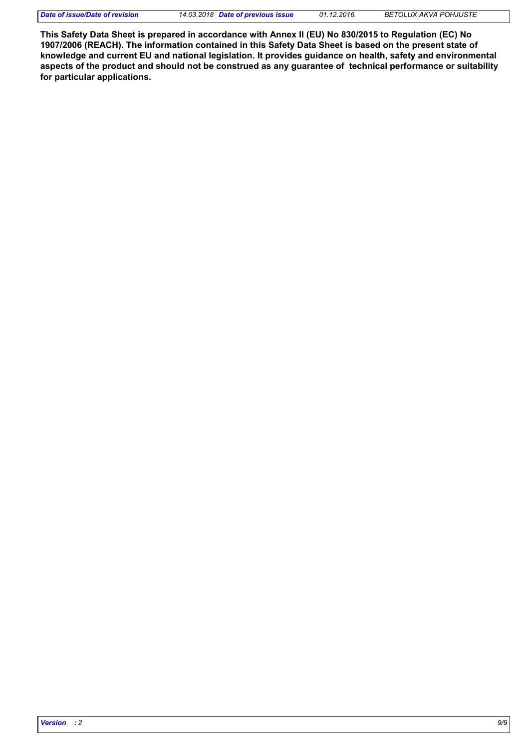**This Safety Data Sheet is prepared in accordance with Annex II (EU) No 830/2015 to Regulation (EC) No 1907/2006 (REACH). The information contained in this Safety Data Sheet is based on the present state of knowledge and current EU and national legislation. It provides guidance on health, safety and environmental aspects of the product and should not be construed as any guarantee of technical performance or suitability for particular applications.**